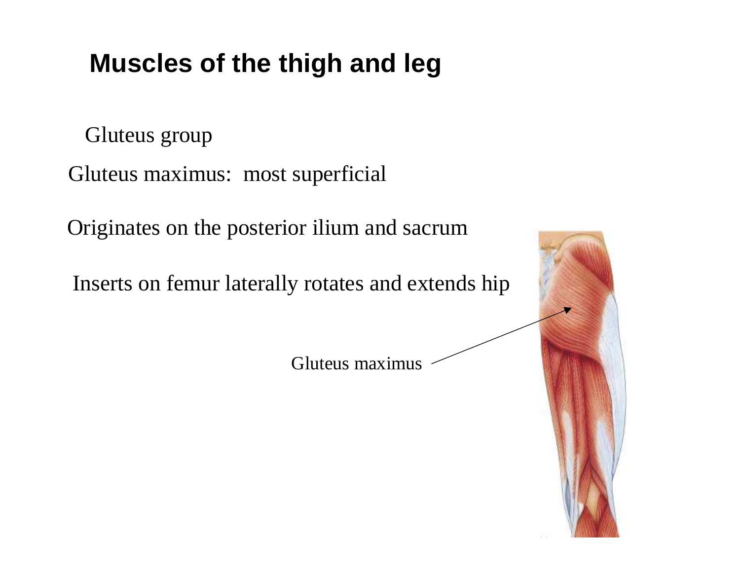# Muscles of the thigh and leg

Gluteus group

Gluteus maximus: most superficial

Originates on the posterior ilium and sacrum

Inserts on femur laterally rotates and extends hip

Gluteus maximus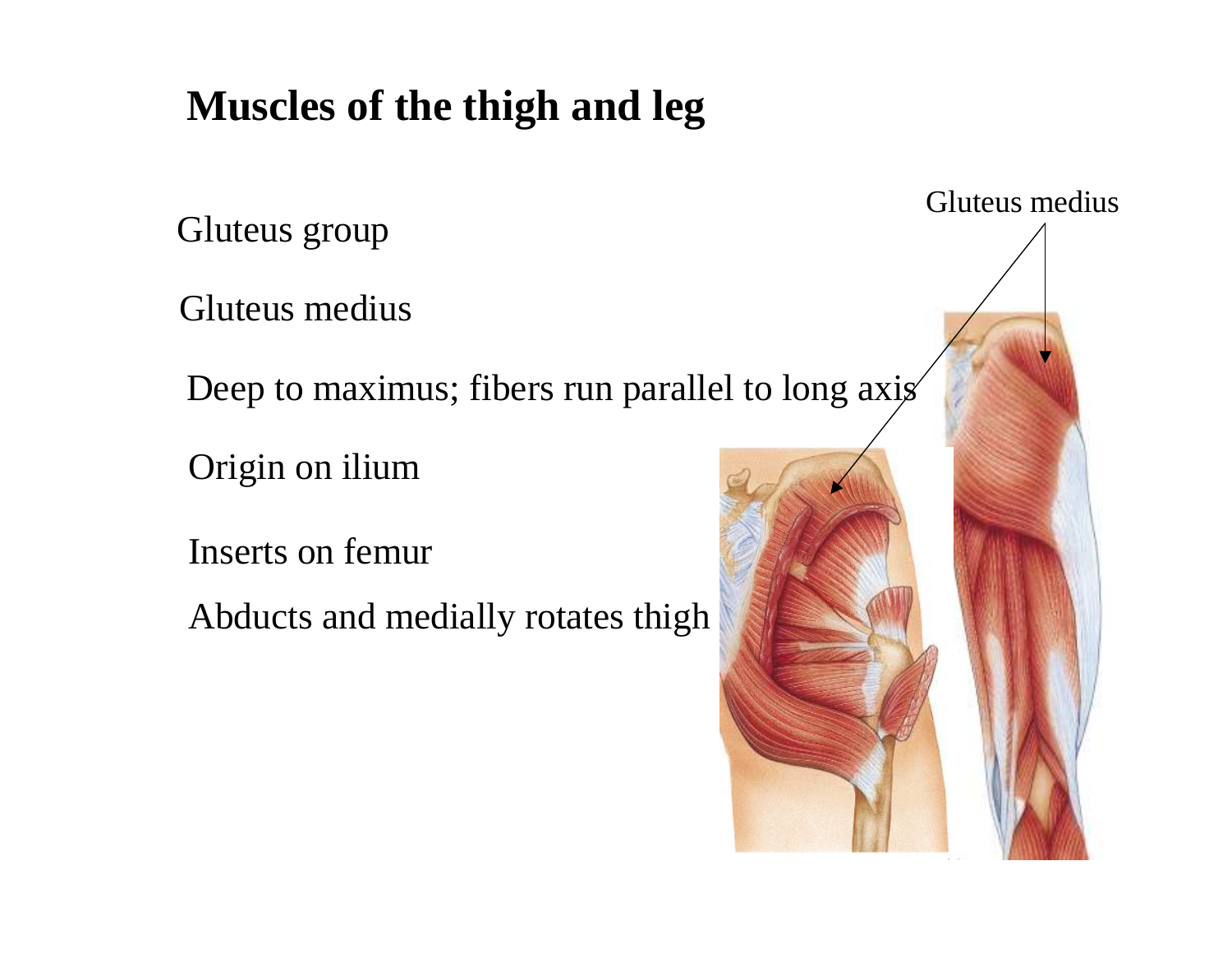# Muscles of the thigh and leg

Gluteus group

Gluteus medius

Deep to maximus; fibers run parallel to long axis

Origin on ilium

Inserts on femur

Abducts and medially rotates thigh

Gluteus medius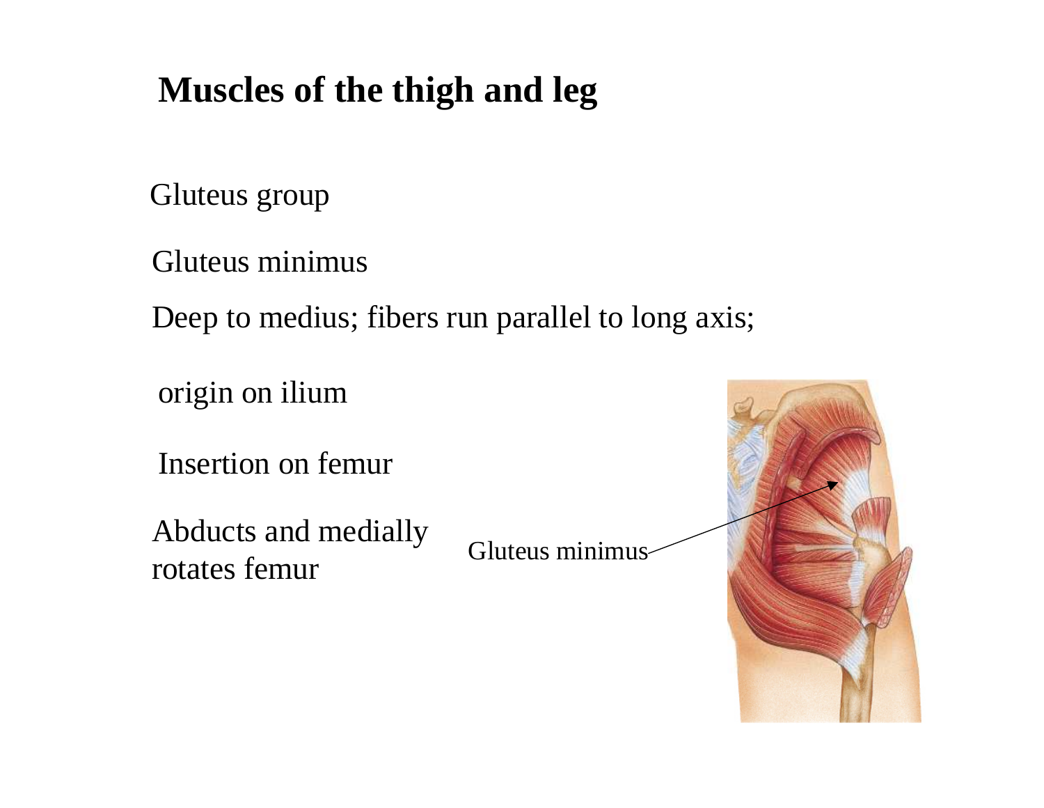# Muscles of the thigh and leg

Gluteus group

Gluteus minimus

Deep to medius; fibers run parallel to long axis;

origin on ilium

Insertion on femur

Abducts and medially rotates femur

Gluteus minimus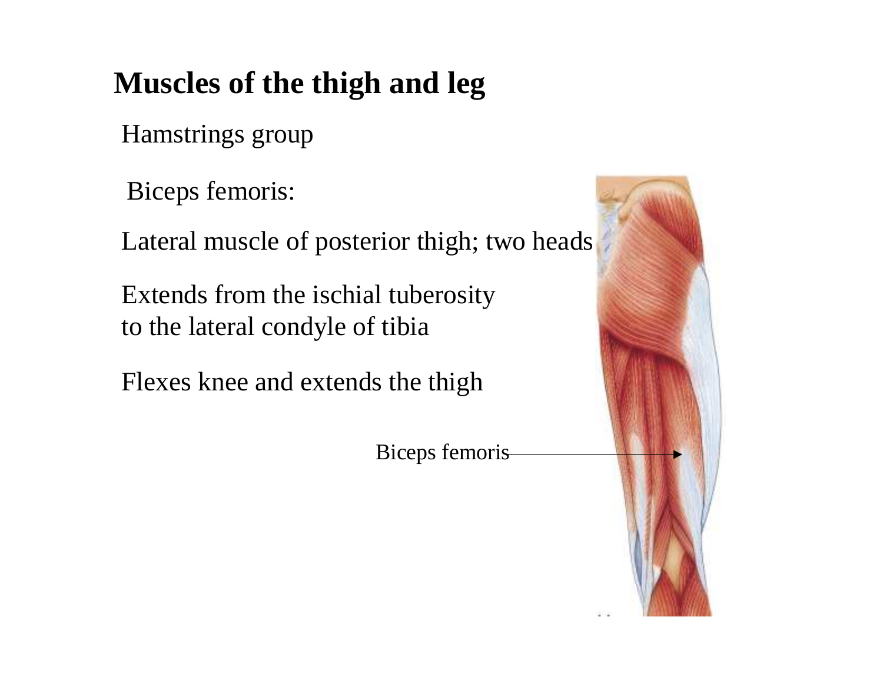# Muscles of the thigh and leg

Hamstrings group

Biceps femoris:

Lateral muscle of posterior thigh; two heads

Extends from the ischial tuberosity to the lateral condyle of tibia

Flexes knee and extends the thigh

Biceps femoris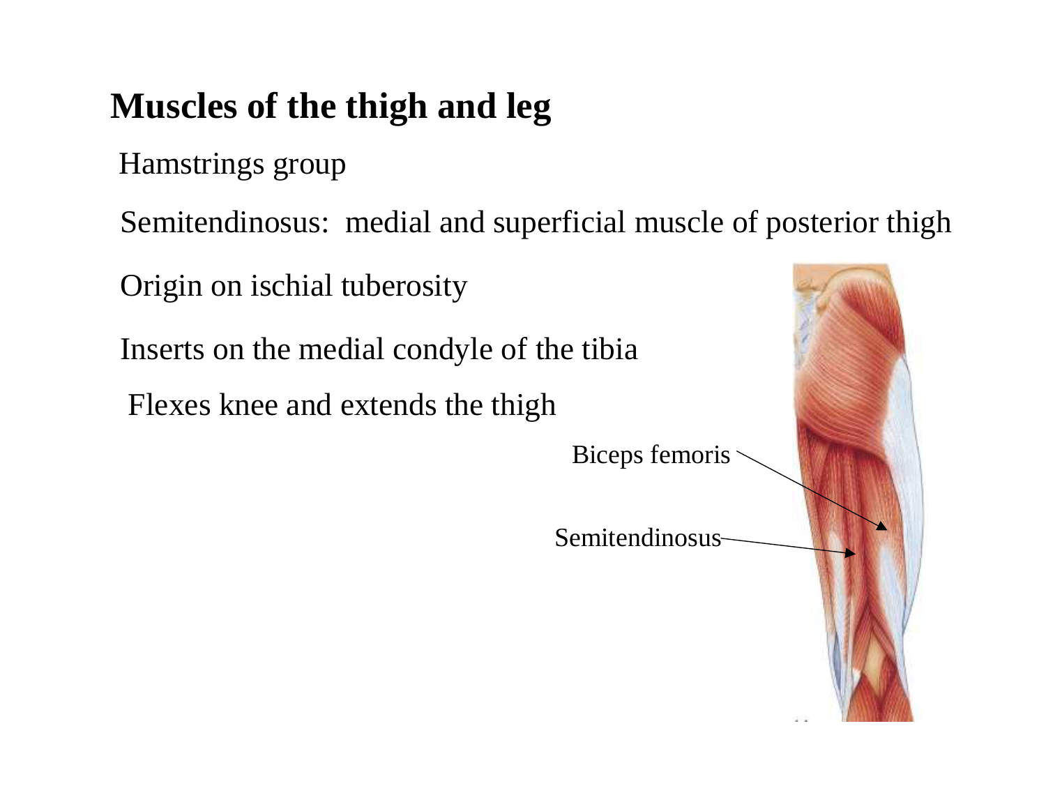# Muscles of the thigh and leg

Hamstrings group

Semitendinosus: medial and superficial muscle of posterior thigh

Origin on ischial tuberosity

Inserts on the medial condyle of the tibia

Flexes knee and extends the thigh

Biceps femoris

Semitendinosus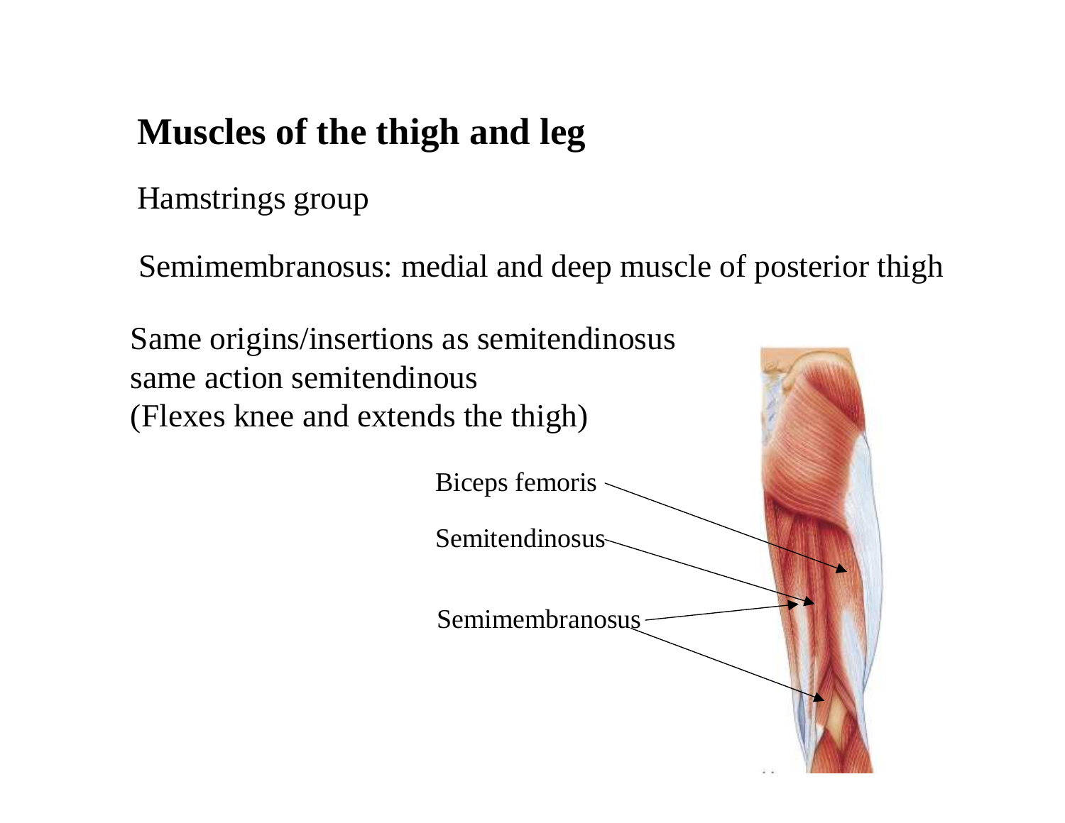# Muscles of the thigh and leg

Hamstrings group

Semimembranosus: medial and deep muscle of posterior thigh

Same origins/insertions as semitendinosus
same action semitendinous
(Flexes knee and extends the thigh)

Biceps femoris

Semitendinosus

Semimembranosus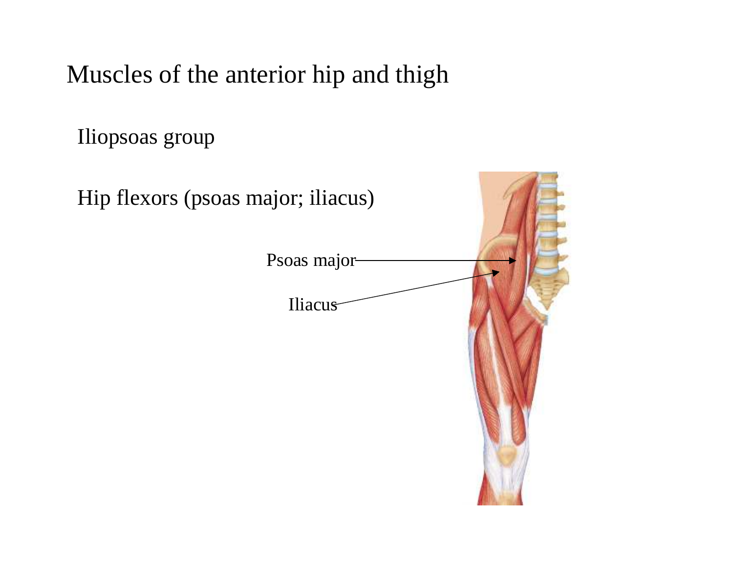# Muscles of the anterior hip and thigh

Iliopsoas group

Hip flexors (psoas major; iliacus)

Psoas major

Iliacus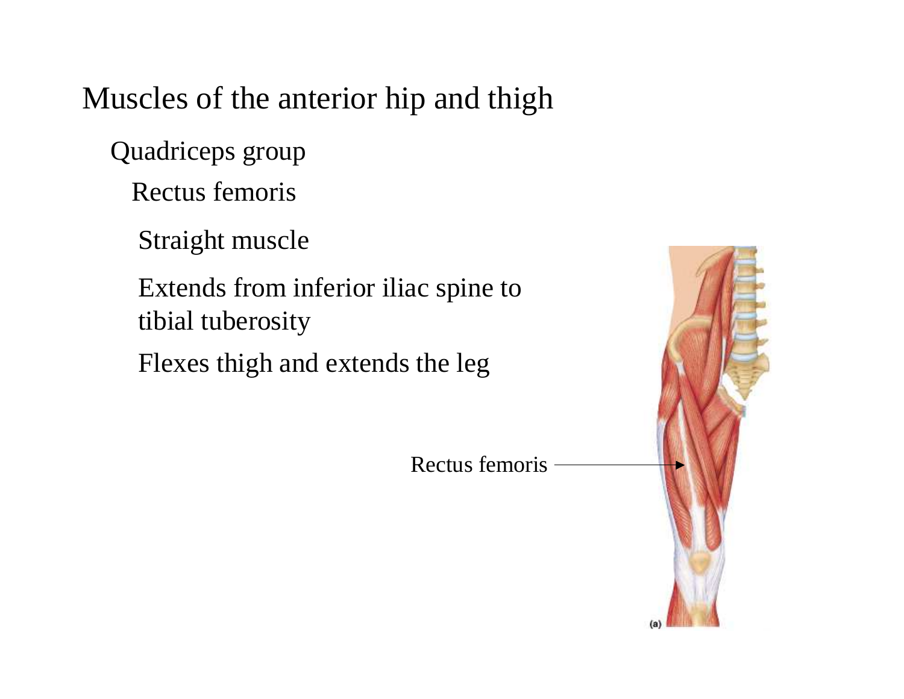# Muscles of the anterior hip and thigh

- Quadriceps group
  - Rectus femoris
    - Straight muscle
    - Extends from inferior iliac spine to tibial tuberosity
    - Flexes thigh and extends the leg

Rectus femoris

(a)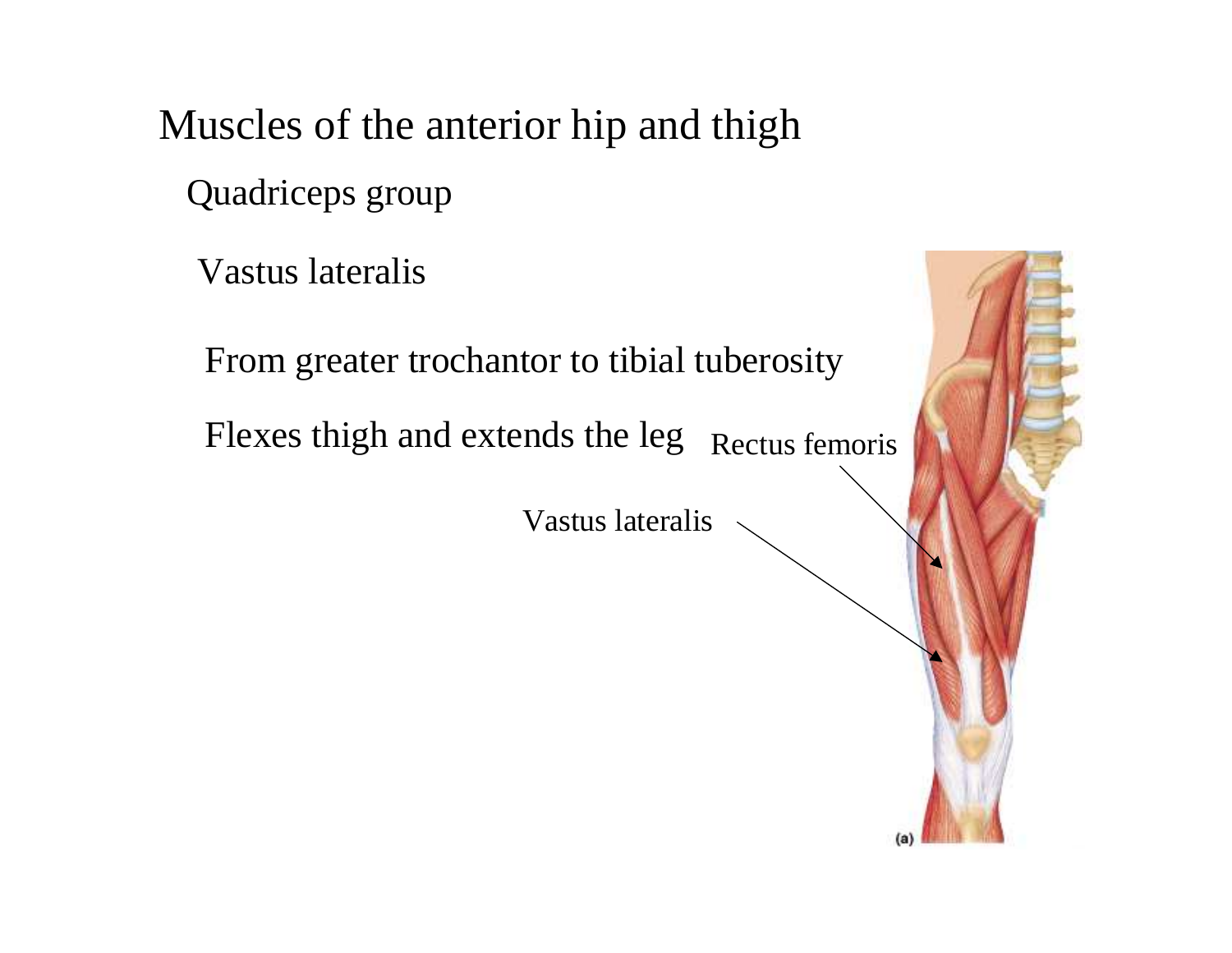# Muscles of the anterior hip and thigh

## Quadriceps group

### Vastus lateralis

From greater trochantor to tibial tuberosity

Flexes thigh and extends the leg

Rectus femoris

Vastus lateralis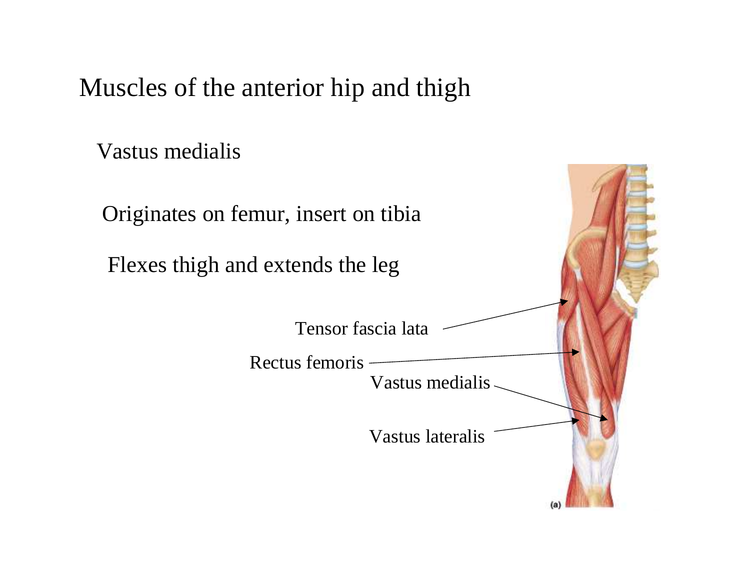# Muscles of the anterior hip and thigh

Vastus medialis

Originates on femur, insert on tibia

Flexes thigh and extends the leg

Tensor fascia lata

Rectus femoris

Vastus medialis

Vastus lateralis

(a)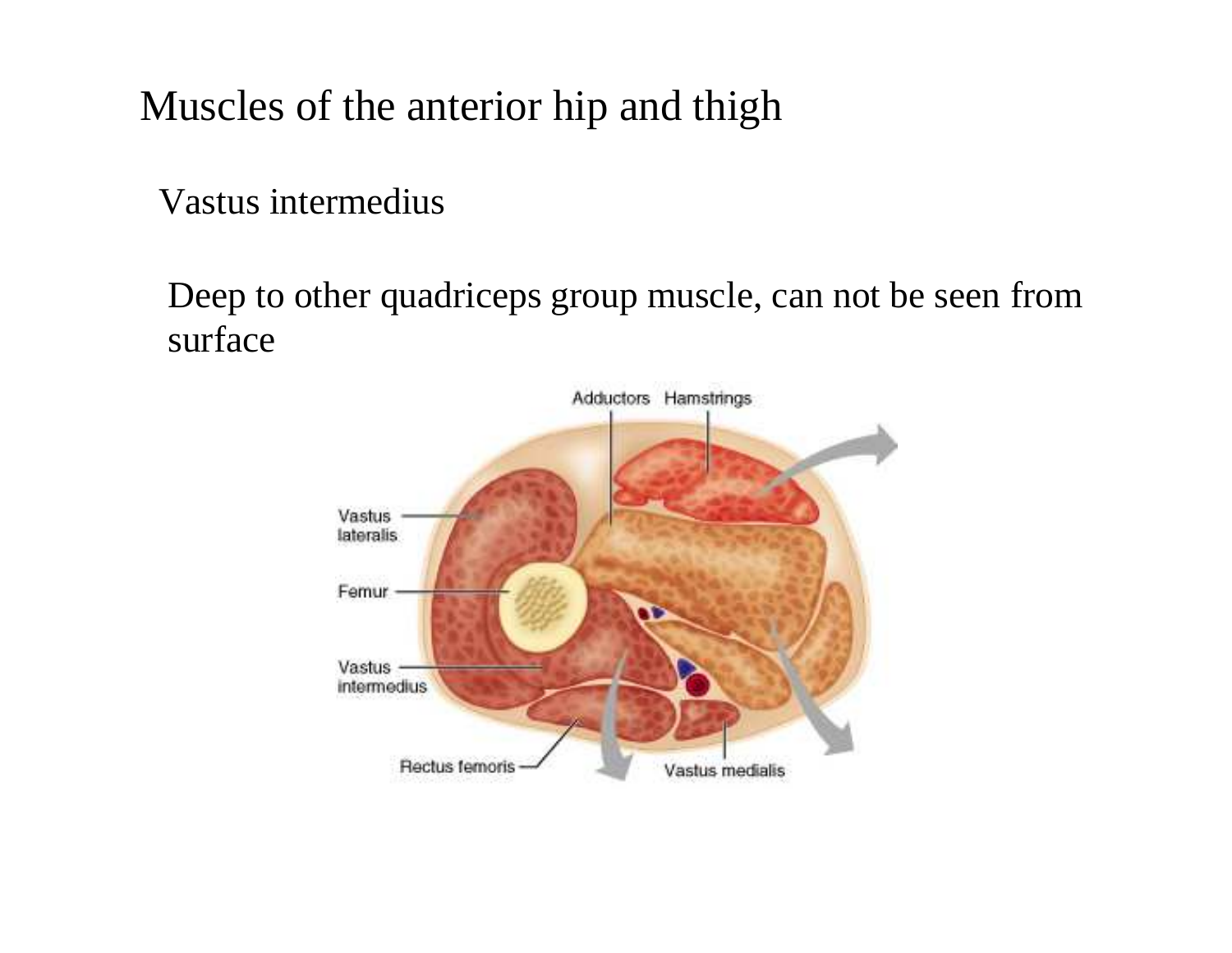# Muscles of the anterior hip and thigh

## Vastus intermedius

Deep to other quadriceps group muscle, can not be seen from surface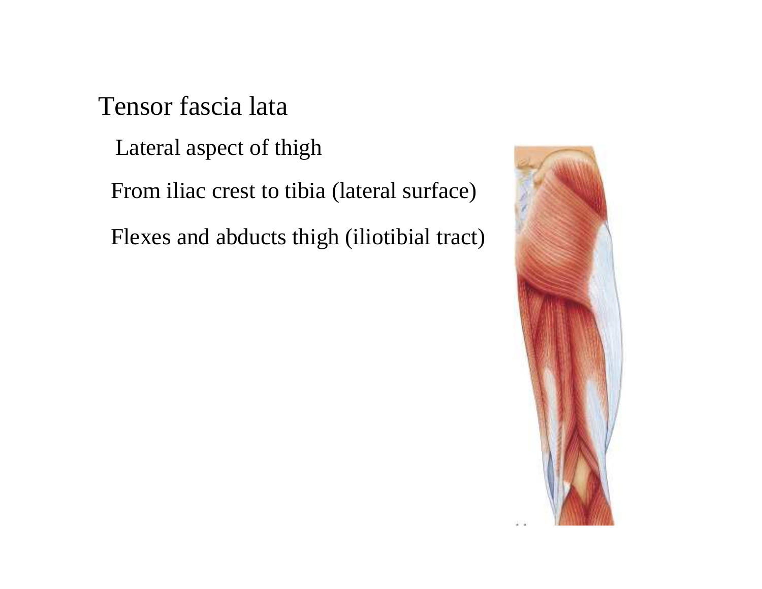# Tensor fascia lata

- Lateral aspect of thigh
- From iliac crest to tibia (lateral surface)
- Flexes and abducts thigh (iliotibial tract)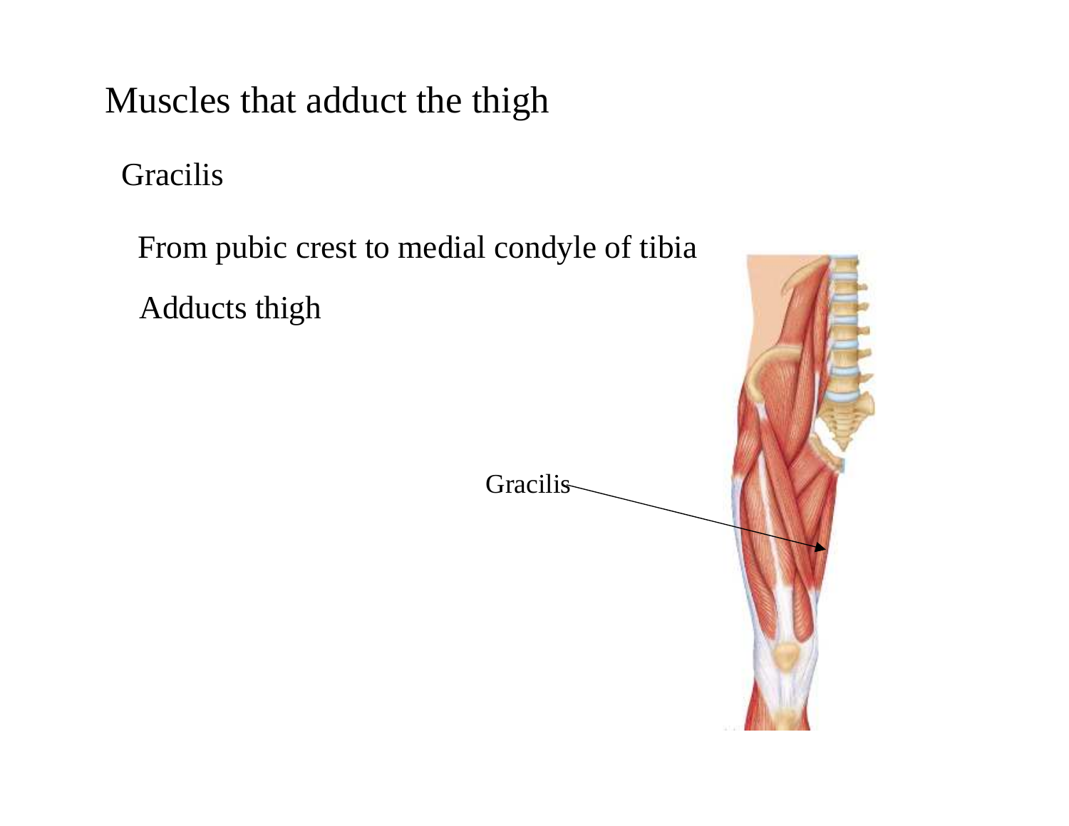# Muscles that adduct the thigh

## Gracilis

From pubic crest to medial condyle of tibia

Adducts thigh

Gracilis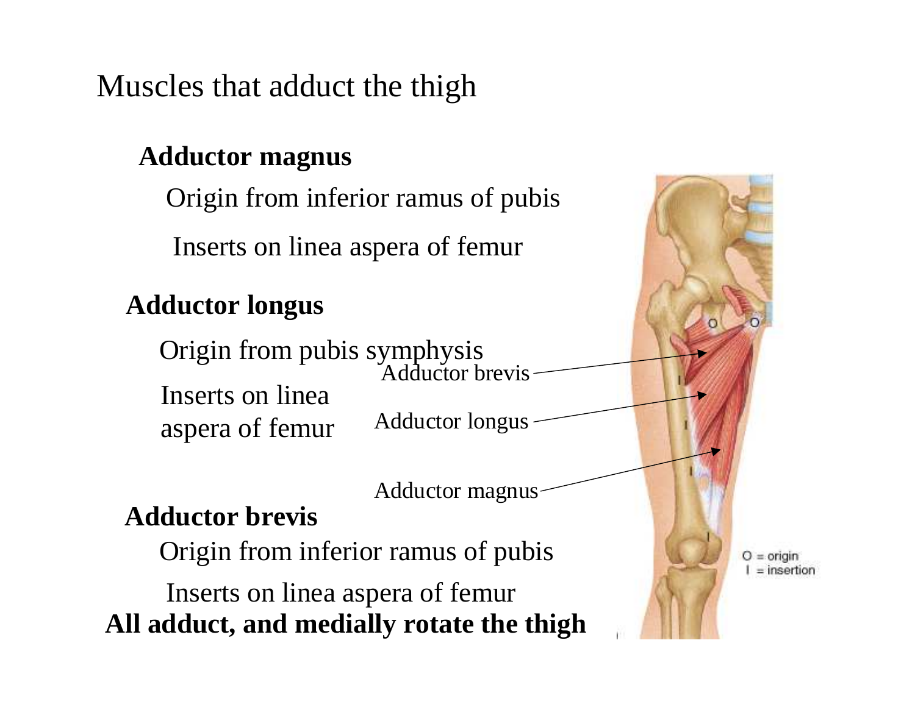# Muscles that adduct the thigh

**Adductor magnus**

Origin from inferior ramus of pubis

Inserts on linea aspera of femur

**Adductor longus**

Origin from pubis symphysis

Inserts on linea aspera of femur

**Adductor brevis**

Origin from inferior ramus of pubis

Inserts on linea aspera of femur

**All adduct, and medially rotate the thigh**

Adductor brevis

Adductor longus

Adductor magnus

O = origin
I = insertion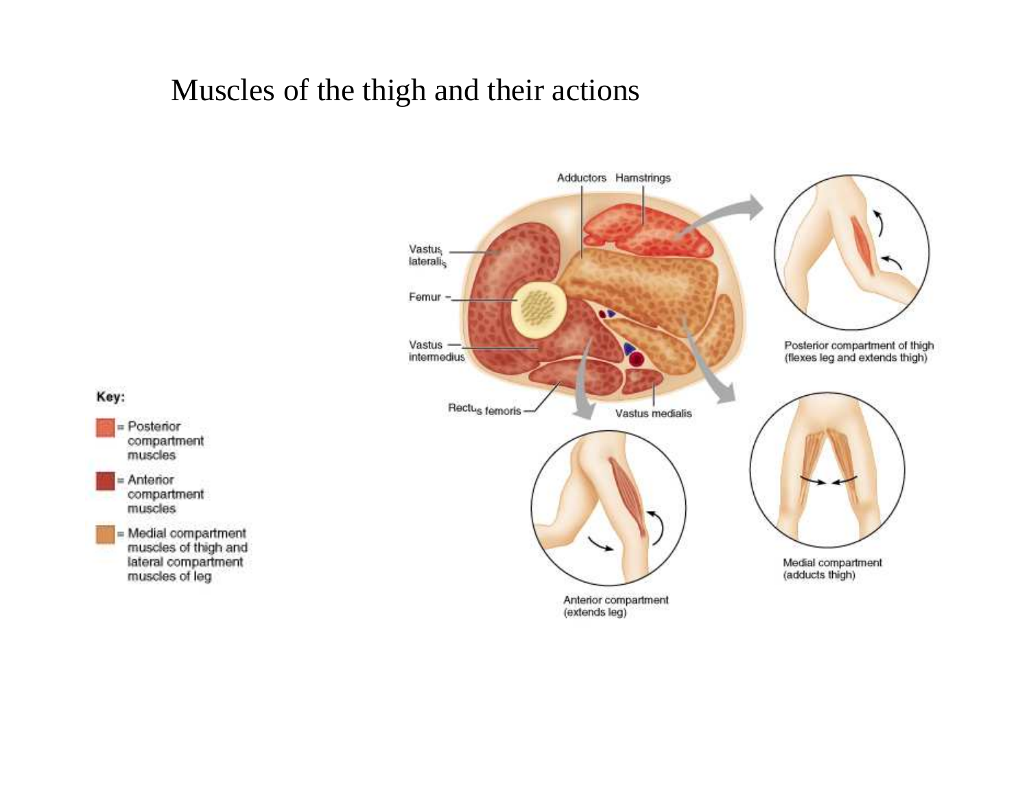# Muscles of the thigh and their actions

Key:

- = Posterior compartment muscles
- = Anterior compartment muscles
- = Medial compartment muscles of thigh and lateral compartment muscles of leg

Adductors Hamstrings

Vastus lateralis

Femur

Vastus intermedius

Rectus femoris

Vastus medialis

Posterior compartment of thigh (flexes leg and extends thigh)

Medial compartment (adducts thigh)

Anterior compartment (extends leg)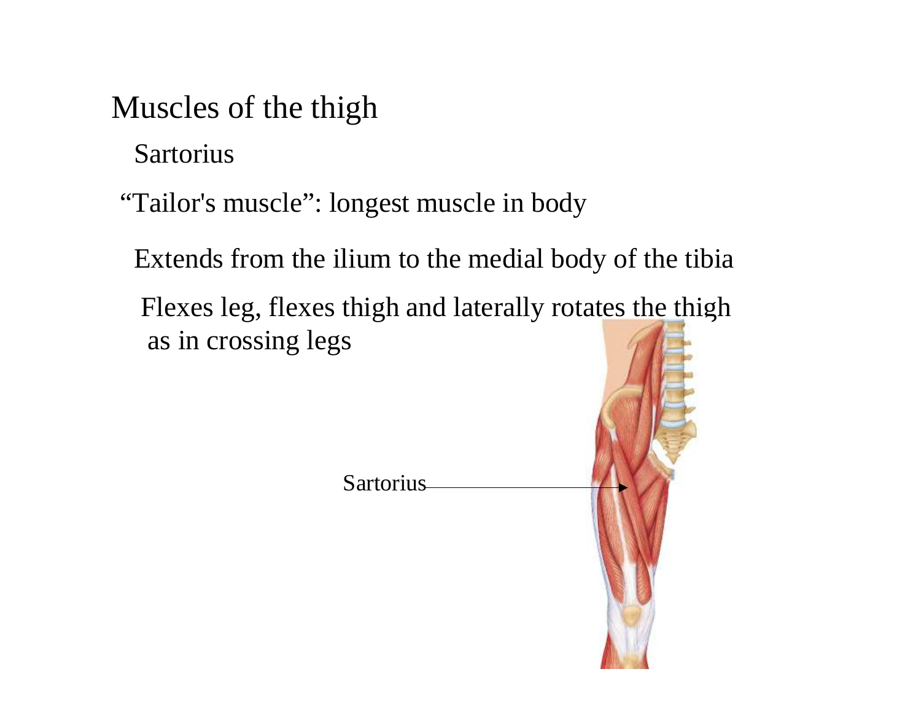# Muscles of the thigh

Sartorius

"Tailor's muscle": longest muscle in body

Extends from the ilium to the medial body of the tibia

Flexes leg, flexes thigh and laterally rotates the thigh as in crossing legs

Sartorius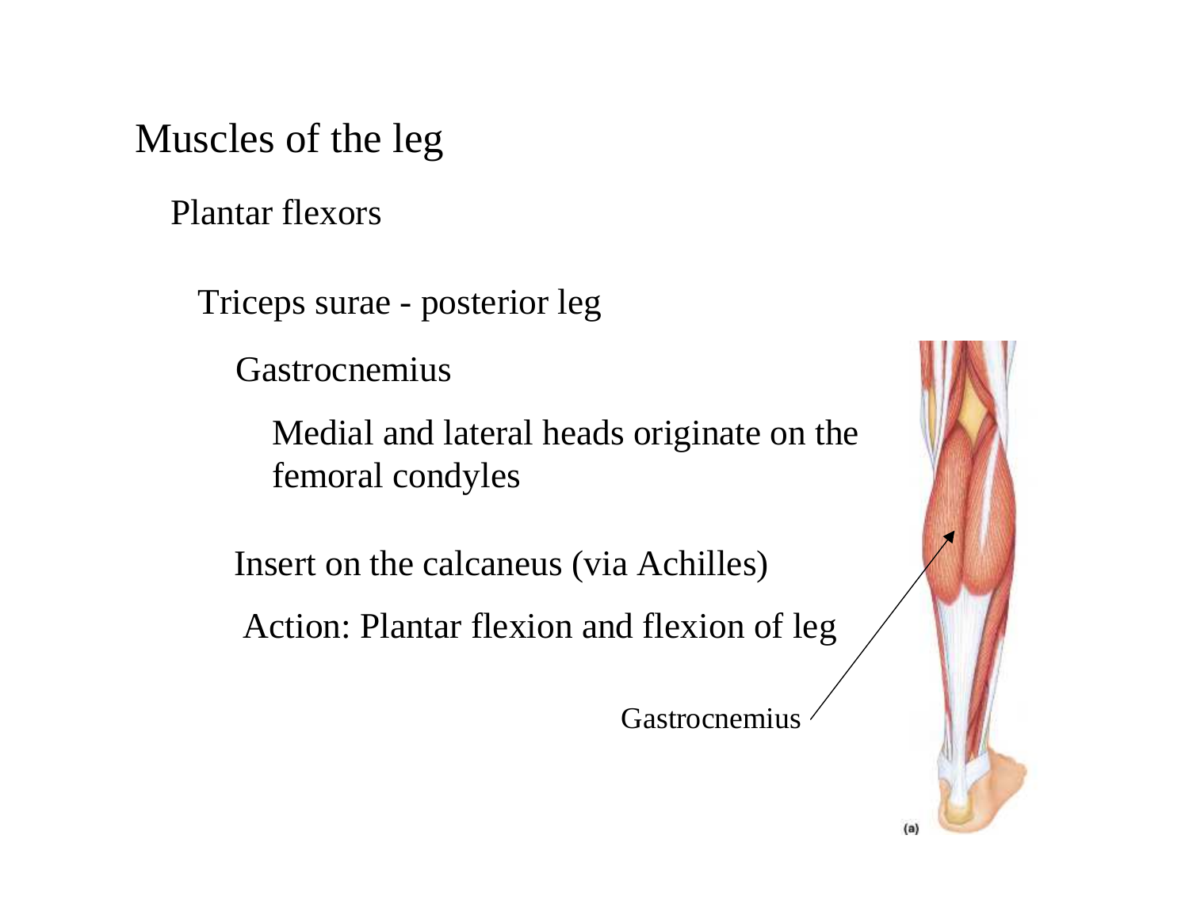# Muscles of the leg

## Plantar flexors

### Triceps surae - posterior leg

Gastrocnemius

Medial and lateral heads originate on the femoral condyles

Insert on the calcaneus (via Achilles)

Action: Plantar flexion and flexion of leg

Gastrocnemius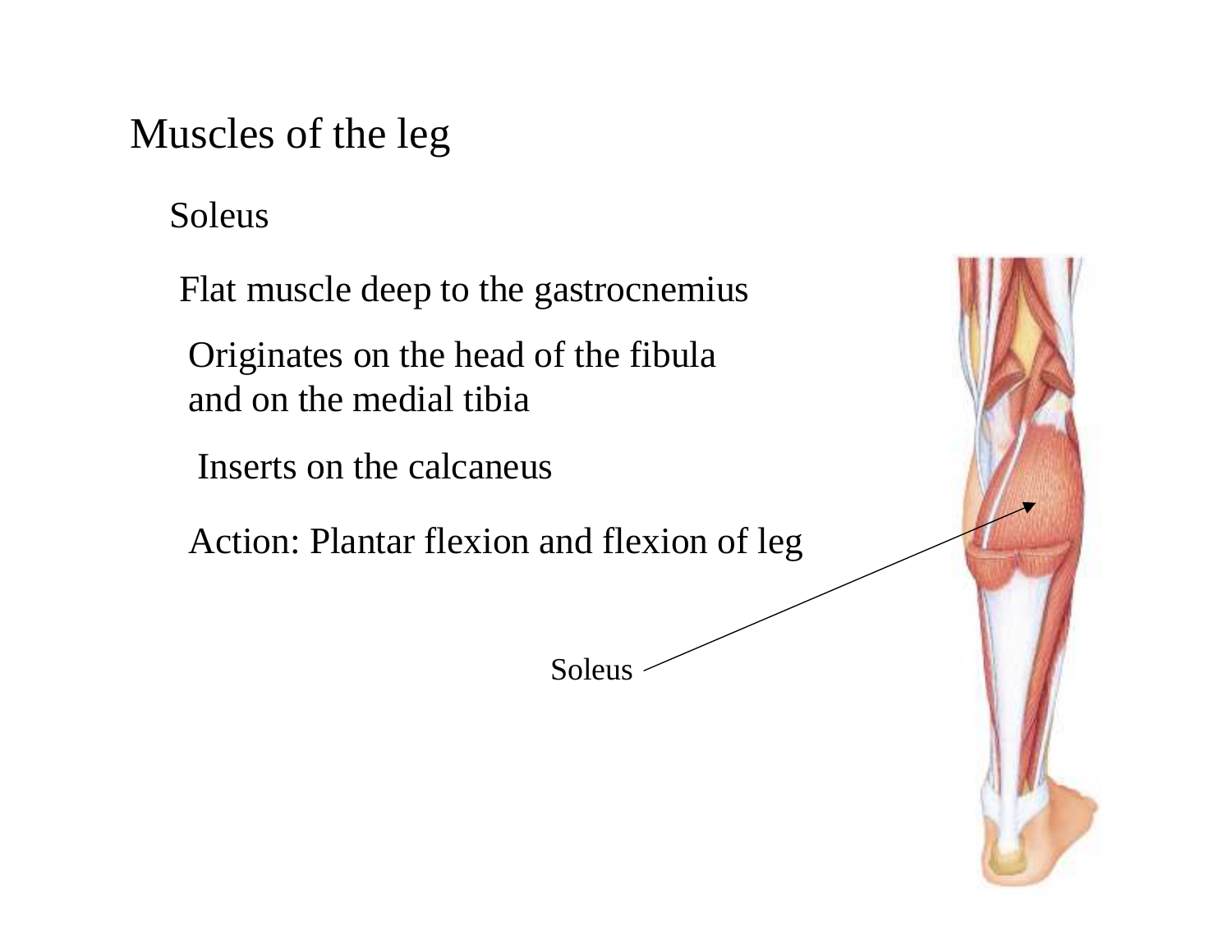# Muscles of the leg

## Soleus

Flat muscle deep to the gastrocnemius

Originates on the head of the fibula and on the medial tibia

Inserts on the calcaneus

Action: Plantar flexion and flexion of leg

Soleus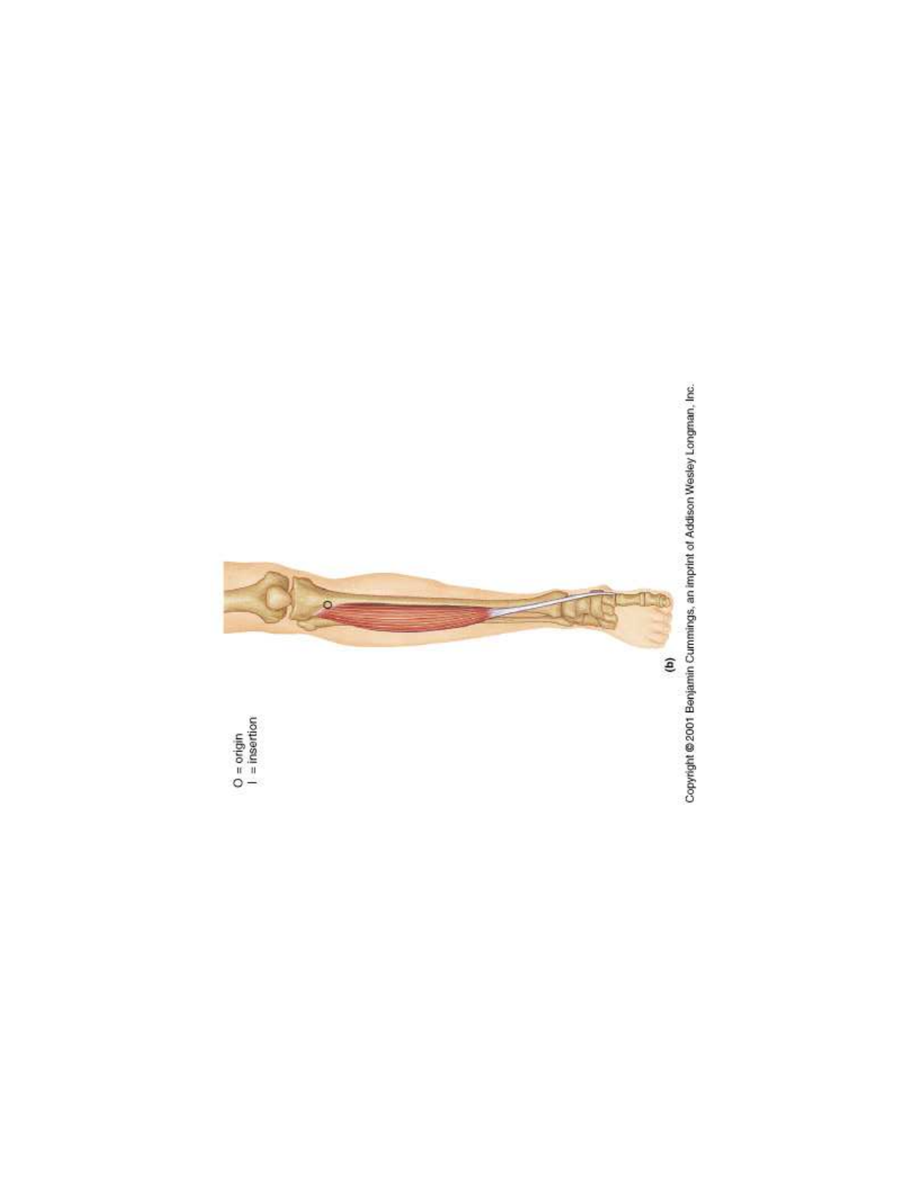O = origin
I = insertion

(b)

Copyright © 2001 Benjamin Cummings, an imprint of Addison Wesley Longman, Inc.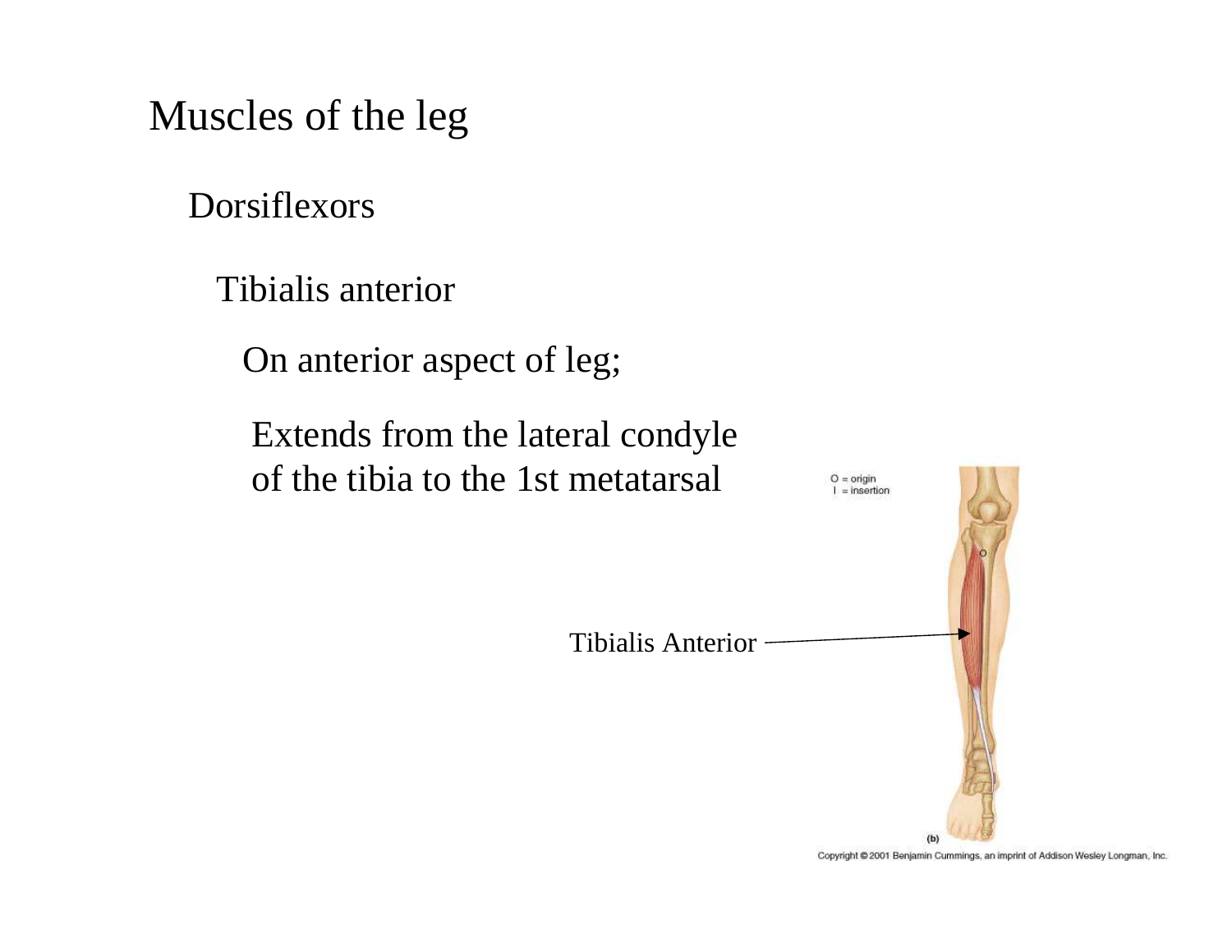# Muscles of the leg

## Dorsiflexors

### Tibialis anterior

On anterior aspect of leg;

Extends from the lateral condyle of the tibia to the 1st metatarsal

O = origin
I = insertion

Tibialis Anterior

(b)

Copyright © 2001 Benjamin Cummings, an imprint of Addison Wesley Longman, Inc.